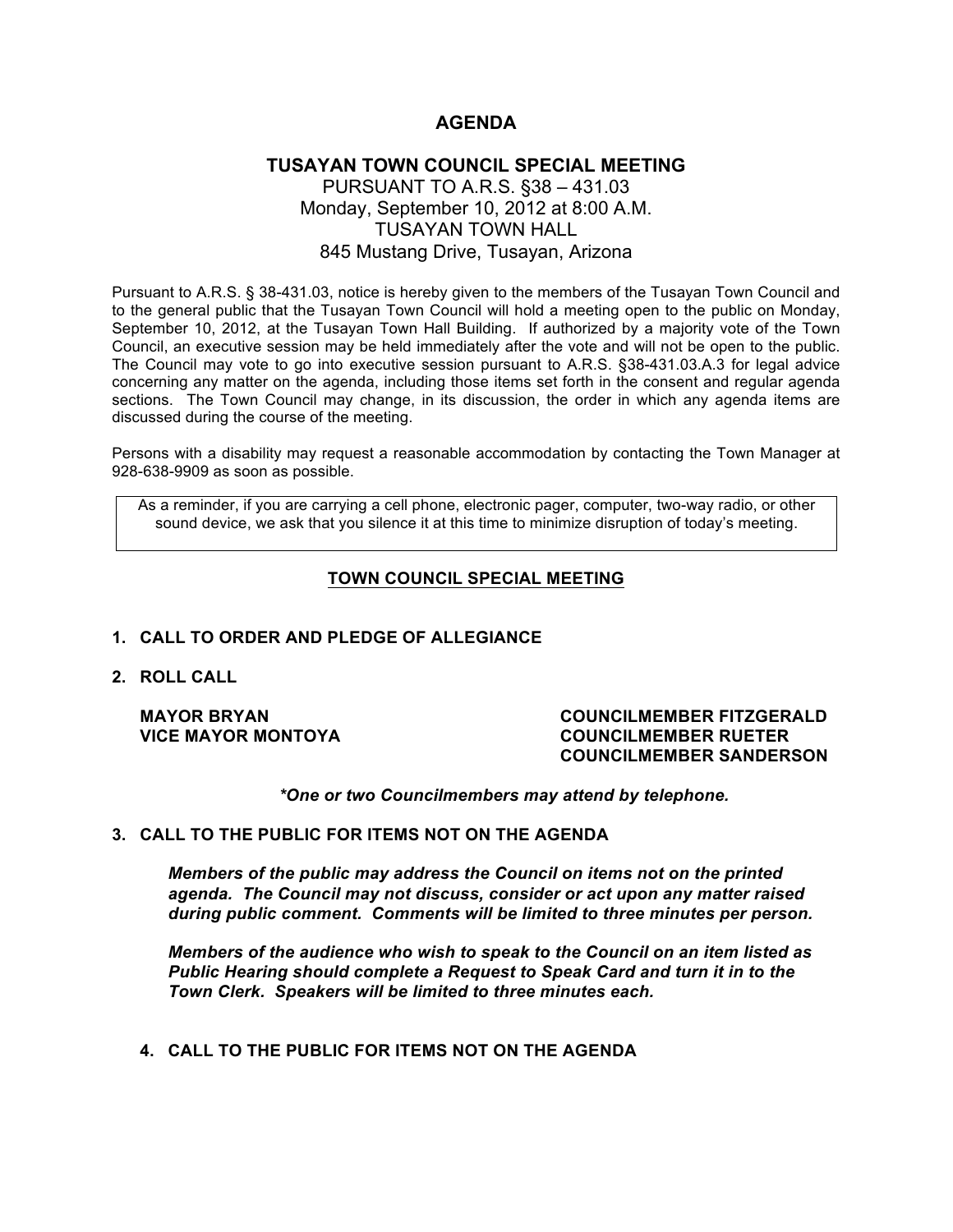# AGENDA

## TUSAYAN TOWN COUNCIL SPECIAL MEETING

PURSUANT TO A.R.S. §38 – 431.03
Monday, September 10, 2012 at 8:00 A.M.
TUSAYAN TOWN HALL
845 Mustang Drive, Tusayan, Arizona

Pursuant to A.R.S. § 38-431.03, notice is hereby given to the members of the Tusayan Town Council and to the general public that the Tusayan Town Council will hold a meeting open to the public on Monday, September 10, 2012, at the Tusayan Town Hall Building. If authorized by a majority vote of the Town Council, an executive session may be held immediately after the vote and will not be open to the public. The Council may vote to go into executive session pursuant to A.R.S. §38-431.03.A.3 for legal advice concerning any matter on the agenda, including those items set forth in the consent and regular agenda sections. The Town Council may change, in its discussion, the order in which any agenda items are discussed during the course of the meeting.

Persons with a disability may request a reasonable accommodation by contacting the Town Manager at 928-638-9909 as soon as possible.

> As a reminder, if you are carrying a cell phone, electronic pager, computer, two-way radio, or other sound device, we ask that you silence it at this time to minimize disruption of today's meeting.

## TOWN COUNCIL SPECIAL MEETING

**1. CALL TO ORDER AND PLEDGE OF ALLEGIANCE**

**2. ROLL CALL**

**MAYOR BRYAN**
**VICE MAYOR MONTOYA**
**COUNCILMEMBER FITZGERALD**
**COUNCILMEMBER RUETER**
**COUNCILMEMBER SANDERSON**

***One or two Councilmembers may attend by telephone.***

**3. CALL TO THE PUBLIC FOR ITEMS NOT ON THE AGENDA**

***Members of the public may address the Council on items not on the printed agenda. The Council may not discuss, consider or act upon any matter raised during public comment. Comments will be limited to three minutes per person.***

***Members of the audience who wish to speak to the Council on an item listed as Public Hearing should complete a Request to Speak Card and turn it in to the Town Clerk. Speakers will be limited to three minutes each.***

**4. CALL TO THE PUBLIC FOR ITEMS NOT ON THE AGENDA**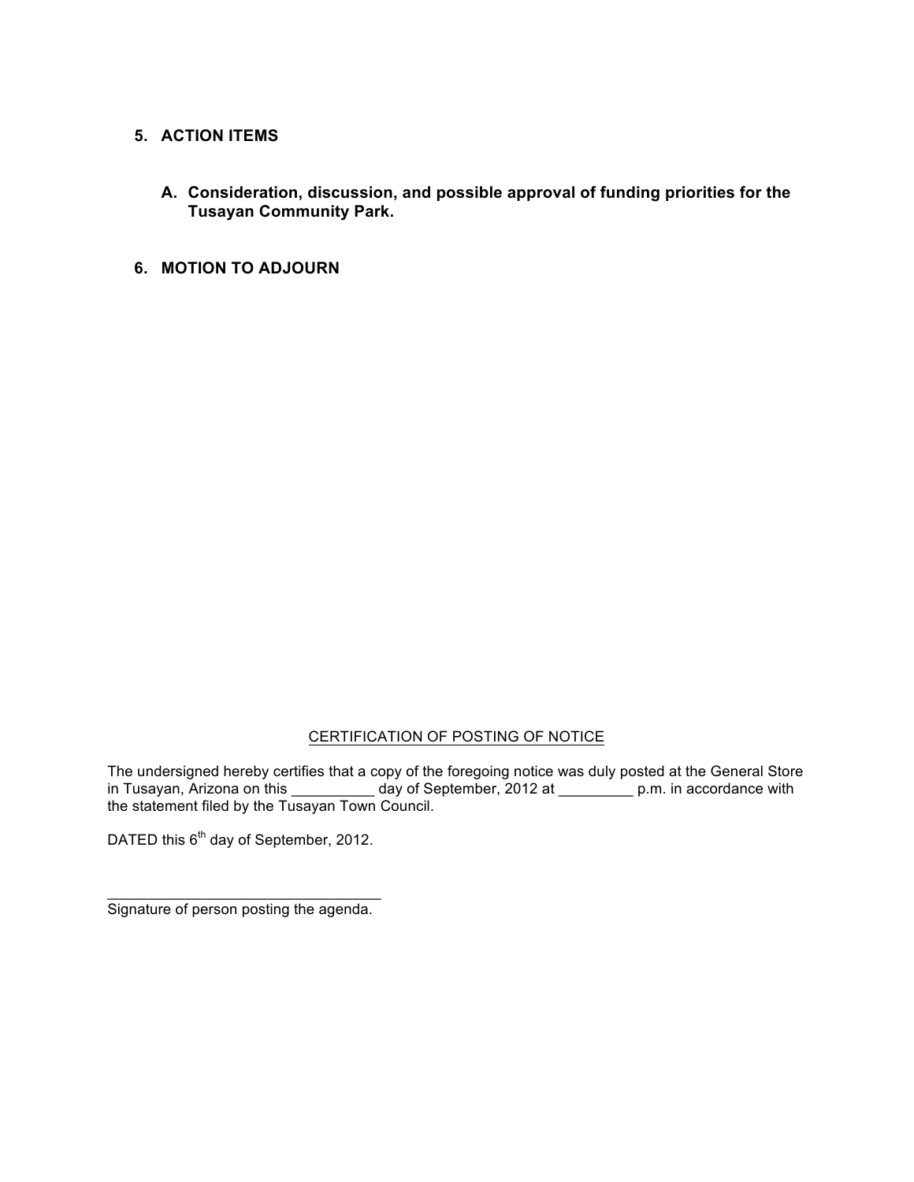5. **ACTION ITEMS**

   A. **Consideration, discussion, and possible approval of funding priorities for the Tusayan Community Park.**

6. **MOTION TO ADJOURN**

<u>CERTIFICATION OF POSTING OF NOTICE</u>

The undersigned hereby certifies that a copy of the foregoing notice was duly posted at the General Store in Tusayan, Arizona on this __________ day of September, 2012 at _________ p.m. in accordance with the statement filed by the Tusayan Town Council.

DATED this 6th day of September, 2012.

_________________________________
Signature of person posting the agenda.